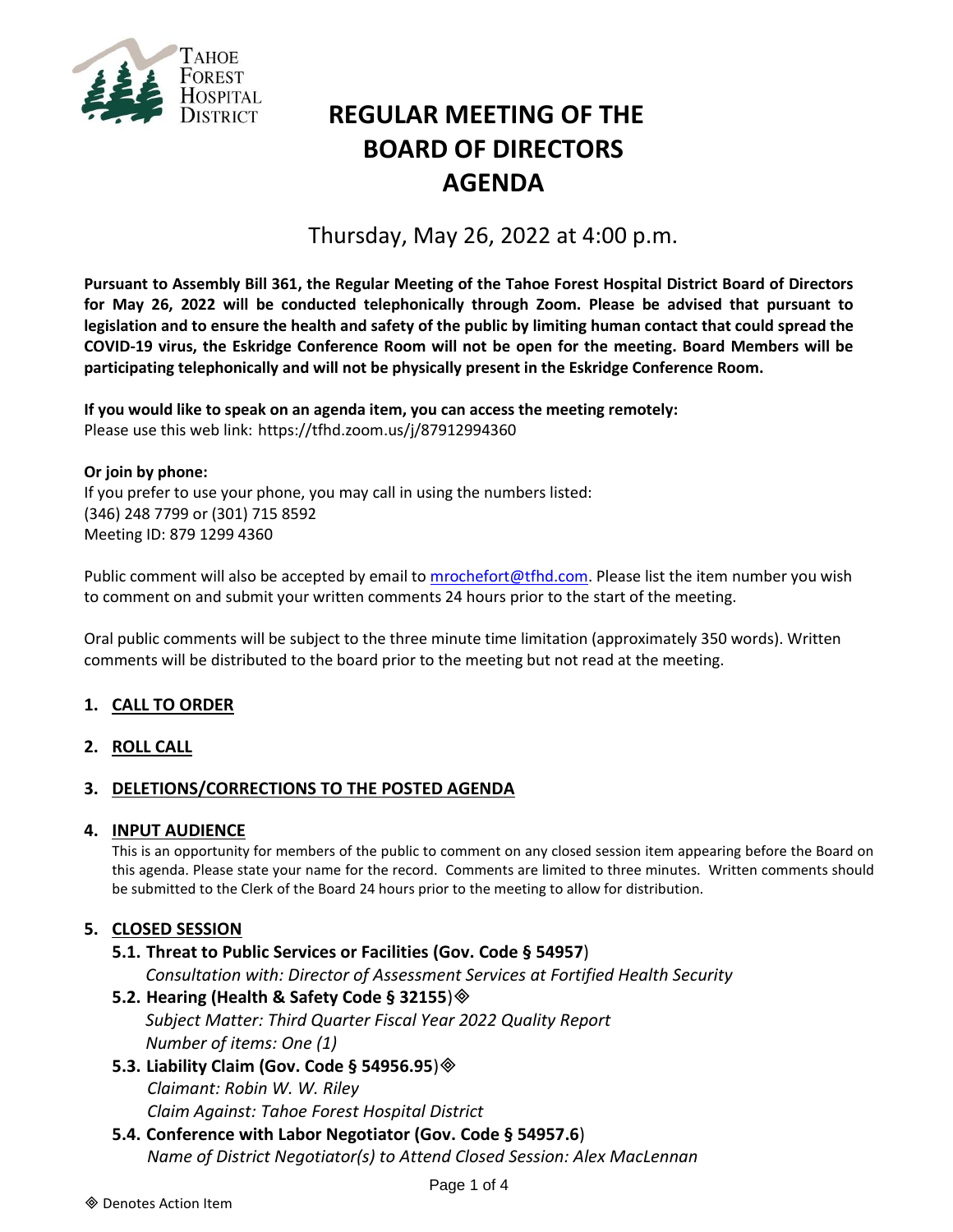Tahoe Forest Hospital District

# REGULAR MEETING OF THE BOARD OF DIRECTORS AGENDA

Thursday, May 26, 2022 at 4:00 p.m.

**Pursuant to Assembly Bill 361, the Regular Meeting of the Tahoe Forest Hospital District Board of Directors for May 26, 2022 will be conducted telephonically through Zoom. Please be advised that pursuant to legislation and to ensure the health and safety of the public by limiting human contact that could spread the COVID-19 virus, the Eskridge Conference Room will not be open for the meeting. Board Members will be participating telephonically and will not be physically present in the Eskridge Conference Room.**

**If you would like to speak on an agenda item, you can access the meeting remotely:**
Please use this web link: https://tfhd.zoom.us/j/87912994360

**Or join by phone:**
If you prefer to use your phone, you may call in using the numbers listed:
(346) 248 7799 or (301) 715 8592
Meeting ID: 879 1299 4360

Public comment will also be accepted by email to mrochefort@tfhd.com. Please list the item number you wish to comment on and submit your written comments 24 hours prior to the start of the meeting.

Oral public comments will be subject to the three minute time limitation (approximately 350 words). Written comments will be distributed to the board prior to the meeting but not read at the meeting.

## 1. CALL TO ORDER

## 2. ROLL CALL

## 3. DELETIONS/CORRECTIONS TO THE POSTED AGENDA

## 4. INPUT AUDIENCE

This is an opportunity for members of the public to comment on any closed session item appearing before the Board on this agenda. Please state your name for the record. Comments are limited to three minutes. Written comments should be submitted to the Clerk of the Board 24 hours prior to the meeting to allow for distribution.

## 5. CLOSED SESSION

### 5.1. Threat to Public Services or Facilities (Gov. Code § 54957)

*Consultation with: Director of Assessment Services at Fortified Health Security*

### 5.2. Hearing (Health & Safety Code § 32155)◈

*Subject Matter: Third Quarter Fiscal Year 2022 Quality Report*
*Number of items: One (1)*

### 5.3. Liability Claim (Gov. Code § 54956.95)◈

*Claimant: Robin W. W. Riley*
*Claim Against: Tahoe Forest Hospital District*

### 5.4. Conference with Labor Negotiator (Gov. Code § 54957.6)

*Name of District Negotiator(s) to Attend Closed Session: Alex MacLennan*

◈ Denotes Action Item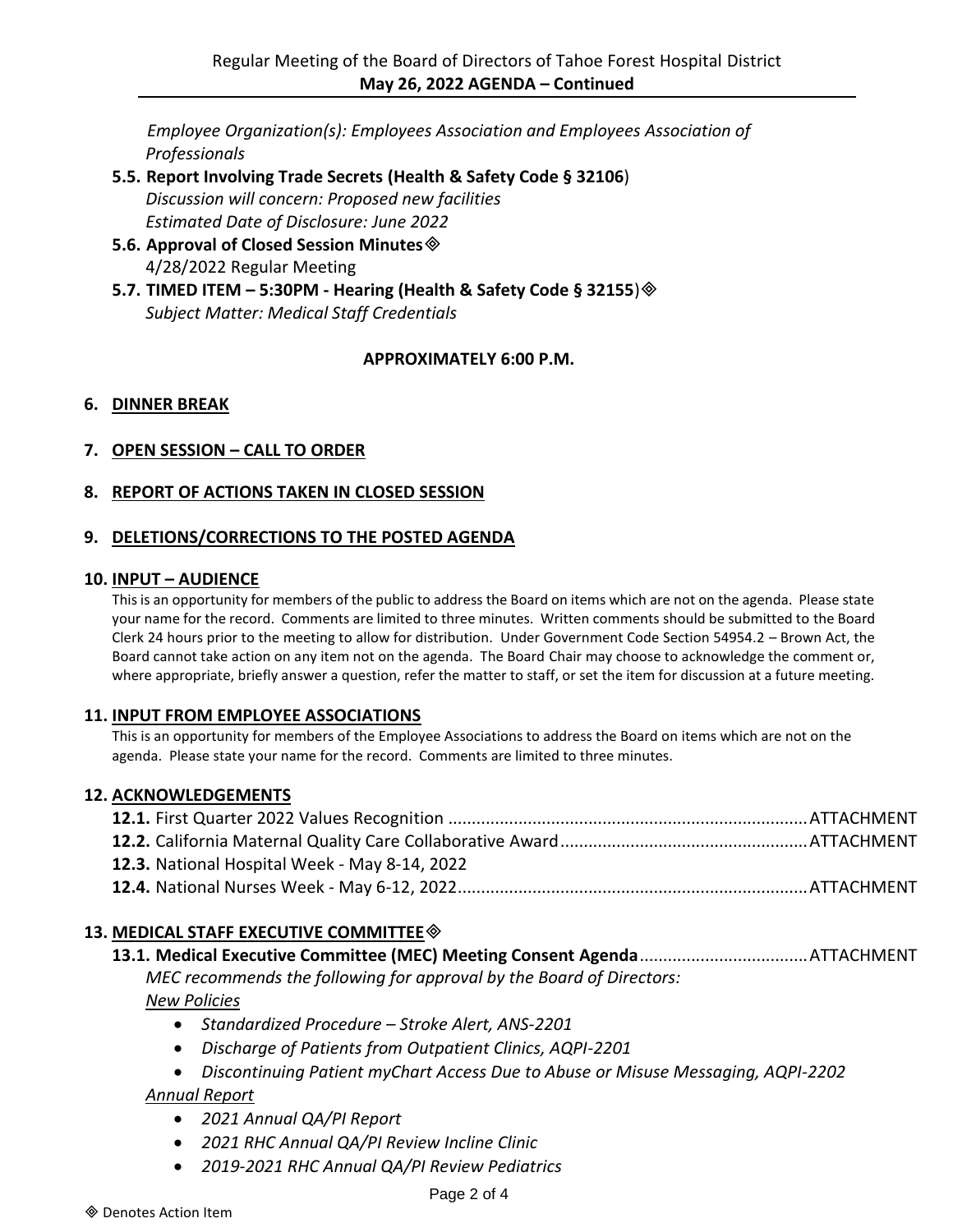*Employee Organization(s): Employees Association and Employees Association of Professionals*

**5.5. Report Involving Trade Secrets (Health & Safety Code § 32106)**
*Discussion will concern: Proposed new facilities*
*Estimated Date of Disclosure: June 2022*

**5.6. Approval of Closed Session Minutes** ◈
4/28/2022 Regular Meeting

**5.7. TIMED ITEM – 5:30PM - Hearing (Health & Safety Code § 32155)** ◈
*Subject Matter: Medical Staff Credentials*

**APPROXIMATELY 6:00 P.M.**

## 6. DINNER BREAK

## 7. OPEN SESSION – CALL TO ORDER

## 8. REPORT OF ACTIONS TAKEN IN CLOSED SESSION

## 9. DELETIONS/CORRECTIONS TO THE POSTED AGENDA

## 10. INPUT – AUDIENCE

This is an opportunity for members of the public to address the Board on items which are not on the agenda. Please state your name for the record. Comments are limited to three minutes. Written comments should be submitted to the Board Clerk 24 hours prior to the meeting to allow for distribution. Under Government Code Section 54954.2 – Brown Act, the Board cannot take action on any item not on the agenda. The Board Chair may choose to acknowledge the comment or, where appropriate, briefly answer a question, refer the matter to staff, or set the item for discussion at a future meeting.

## 11. INPUT FROM EMPLOYEE ASSOCIATIONS

This is an opportunity for members of the Employee Associations to address the Board on items which are not on the agenda. Please state your name for the record. Comments are limited to three minutes.

## 12. ACKNOWLEDGEMENTS

**12.1.** First Quarter 2022 Values Recognition ............ ATTACHMENT
**12.2.** California Maternal Quality Care Collaborative Award ............ ATTACHMENT
**12.3.** National Hospital Week - May 8-14, 2022
**12.4.** National Nurses Week - May 6-12, 2022 ............ ATTACHMENT

## 13. MEDICAL STAFF EXECUTIVE COMMITTEE ◈

**13.1. Medical Executive Committee (MEC) Meeting Consent Agenda** ............ ATTACHMENT
*MEC recommends the following for approval by the Board of Directors:*
*New Policies*

- *Standardized Procedure – Stroke Alert, ANS-2201*
- *Discharge of Patients from Outpatient Clinics, AQPI-2201*
- *Discontinuing Patient myChart Access Due to Abuse or Misuse Messaging, AQPI-2202*

*Annual Report*

- *2021 Annual QA/PI Report*
- *2021 RHC Annual QA/PI Review Incline Clinic*
- *2019-2021 RHC Annual QA/PI Review Pediatrics*

◈ Denotes Action Item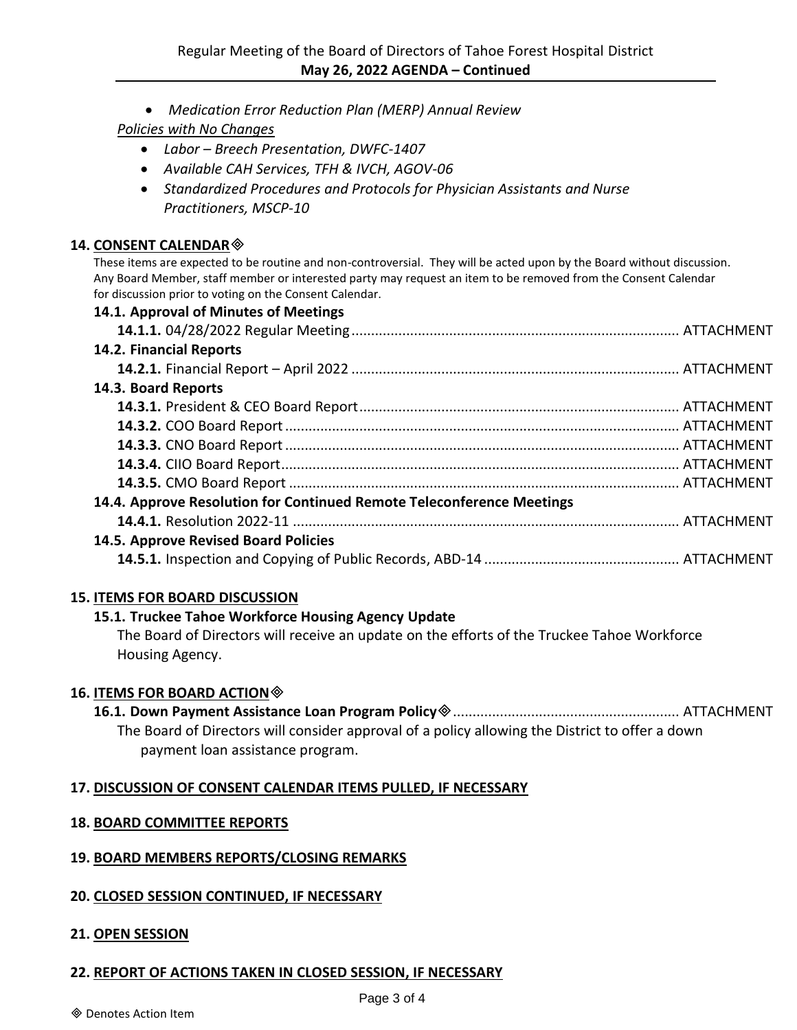- *Medication Error Reduction Plan (MERP) Annual Review*

*Policies with No Changes*

- *Labor – Breech Presentation, DWFC-1407*
- *Available CAH Services, TFH & IVCH, AGOV-06*
- *Standardized Procedures and Protocols for Physician Assistants and Nurse Practitioners, MSCP-10*

## 14. CONSENT CALENDAR ◈

These items are expected to be routine and non-controversial. They will be acted upon by the Board without discussion. Any Board Member, staff member or interested party may request an item to be removed from the Consent Calendar for discussion prior to voting on the Consent Calendar.

**14.1. Approval of Minutes of Meetings**

**14.1.1.** 04/28/2022 Regular Meeting ............ ATTACHMENT

**14.2. Financial Reports**

**14.2.1.** Financial Report – April 2022 ............ ATTACHMENT

**14.3. Board Reports**

**14.3.1.** President & CEO Board Report ............ ATTACHMENT

**14.3.2.** COO Board Report ............ ATTACHMENT

**14.3.3.** CNO Board Report ............ ATTACHMENT

**14.3.4.** CIIO Board Report ............ ATTACHMENT

**14.3.5.** CMO Board Report ............ ATTACHMENT

**14.4. Approve Resolution for Continued Remote Teleconference Meetings**

**14.4.1.** Resolution 2022-11 ............ ATTACHMENT

**14.5. Approve Revised Board Policies**

**14.5.1.** Inspection and Copying of Public Records, ABD-14 ............ ATTACHMENT

## 15. ITEMS FOR BOARD DISCUSSION

**15.1. Truckee Tahoe Workforce Housing Agency Update**

The Board of Directors will receive an update on the efforts of the Truckee Tahoe Workforce Housing Agency.

## 16. ITEMS FOR BOARD ACTION ◈

**16.1. Down Payment Assistance Loan Program Policy ◈** ............ ATTACHMENT

The Board of Directors will consider approval of a policy allowing the District to offer a down payment loan assistance program.

## 17. DISCUSSION OF CONSENT CALENDAR ITEMS PULLED, IF NECESSARY

## 18. BOARD COMMITTEE REPORTS

## 19. BOARD MEMBERS REPORTS/CLOSING REMARKS

## 20. CLOSED SESSION CONTINUED, IF NECESSARY

## 21. OPEN SESSION

## 22. REPORT OF ACTIONS TAKEN IN CLOSED SESSION, IF NECESSARY

◈ Denotes Action Item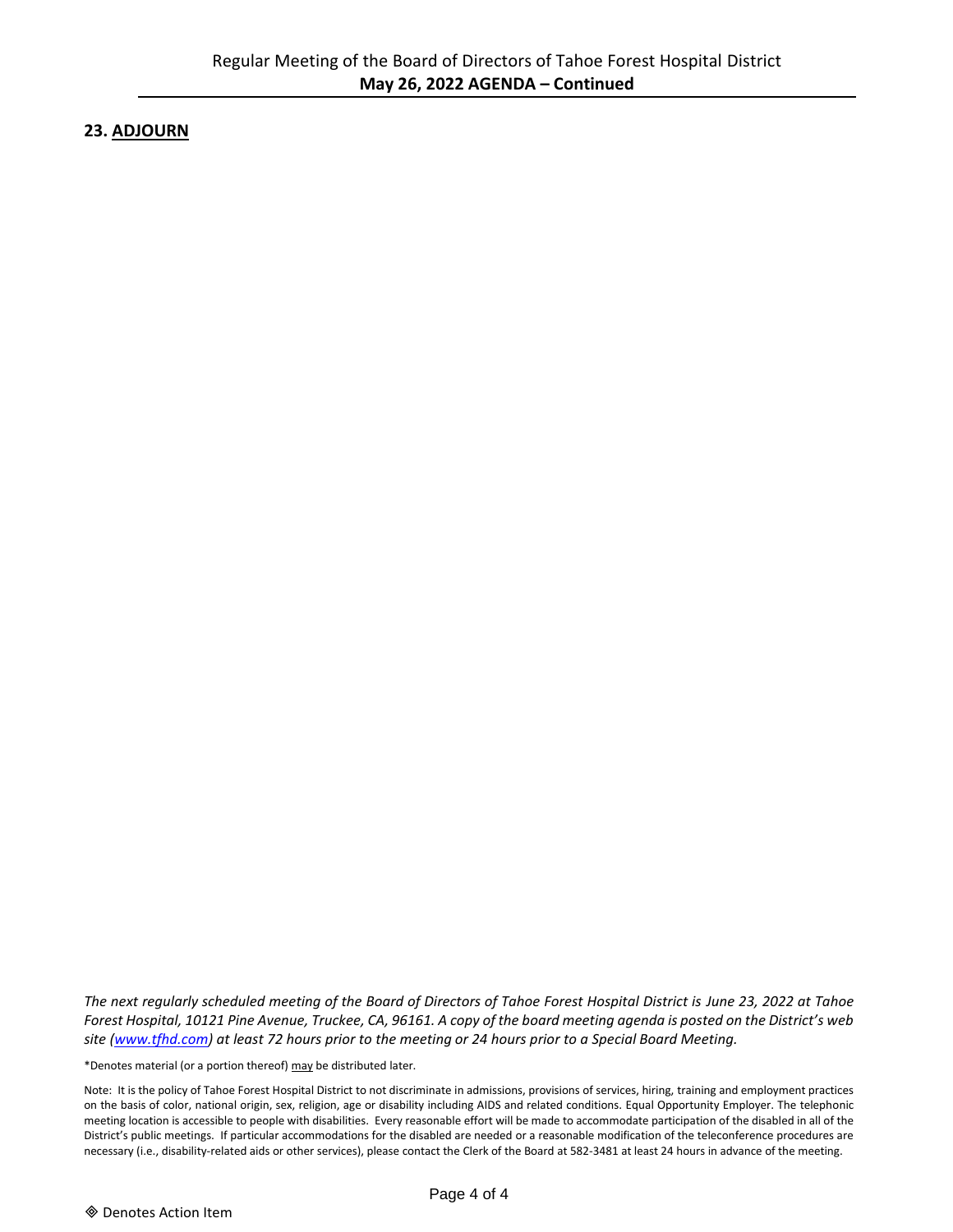**23. ADJOURN**

*The next regularly scheduled meeting of the Board of Directors of Tahoe Forest Hospital District is June 23, 2022 at Tahoe Forest Hospital, 10121 Pine Avenue, Truckee, CA, 96161. A copy of the board meeting agenda is posted on the District's web site ([www.tfhd.com](http://www.tfhd.com)) at least 72 hours prior to the meeting or 24 hours prior to a Special Board Meeting.*

*Denotes material (or a portion thereof) may be distributed later.

Note: It is the policy of Tahoe Forest Hospital District to not discriminate in admissions, provisions of services, hiring, training and employment practices on the basis of color, national origin, sex, religion, age or disability including AIDS and related conditions. Equal Opportunity Employer. The telephonic meeting location is accessible to people with disabilities. Every reasonable effort will be made to accommodate participation of the disabled in all of the District's public meetings. If particular accommodations for the disabled are needed or a reasonable modification of the teleconference procedures are necessary (i.e., disability-related aids or other services), please contact the Clerk of the Board at 582-3481 at least 24 hours in advance of the meeting.

◈ Denotes Action Item